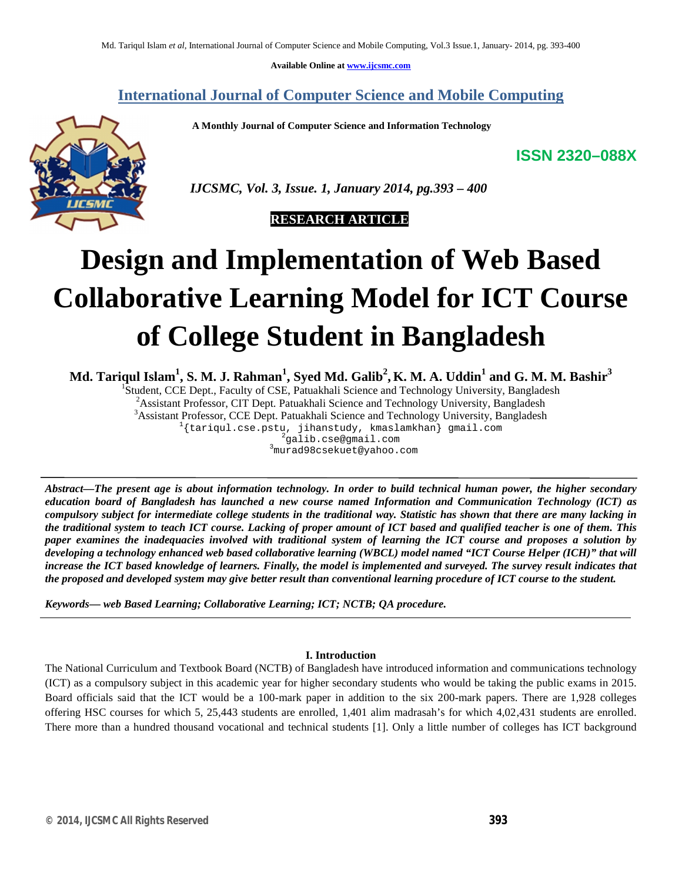Available Online at www.ijcsmc.com

## International Journal of Computer Science and Mobile Computing

**A Monthly Journal of Computer Science and Information Technology**

**ISSN 2320–088X**

***IJCSMC, Vol. 3, Issue. 1, January 2014, pg.393 – 400***

**RESEARCH ARTICLE**

# Design and Implementation of Web Based Collaborative Learning Model for ICT Course of College Student in Bangladesh

**Md. Tariqul Islam[1], S. M. J. Rahman[1], Syed Md. Galib[2], K. M. A. Uddin[1] and G. M. M. Bashir[3]**

[1]Student, CCE Dept., Faculty of CSE, Patuakhali Science and Technology University, Bangladesh
[2]Assistant Professor, CIT Dept. Patuakhali Science and Technology University, Bangladesh
[3]Assistant Professor, CCE Dept. Patuakhali Science and Technology University, Bangladesh
[1]{tariqul.cse.pstu, jihanstudy, kmaslamkhan} gmail.com
[2]galib.cse@gmail.com
[3]murad98csekuet@yahoo.com

***Abstract—The present age is about information technology. In order to build technical human power, the higher secondary education board of Bangladesh has launched a new course named Information and Communication Technology (ICT) as compulsory subject for intermediate college students in the traditional way. Statistic has shown that there are many lacking in the traditional system to teach ICT course. Lacking of proper amount of ICT based and qualified teacher is one of them. This paper examines the inadequacies involved with traditional system of learning the ICT course and proposes a solution by developing a technology enhanced web based collaborative learning (WBCL) model named "ICT Course Helper (ICH)" that will increase the ICT based knowledge of learners. Finally, the model is implemented and surveyed. The survey result indicates that the proposed and developed system may give better result than conventional learning procedure of ICT course to the student.***

***Keywords— web Based Learning; Collaborative Learning; ICT; NCTB; QA procedure.***

## I. Introduction

The National Curriculum and Textbook Board (NCTB) of Bangladesh have introduced information and communications technology (ICT) as a compulsory subject in this academic year for higher secondary students who would be taking the public exams in 2015. Board officials said that the ICT would be a 100-mark paper in addition to the six 200-mark papers. There are 1,928 colleges offering HSC courses for which 5, 25,443 students are enrolled, 1,401 alim madrasah's for which 4,02,431 students are enrolled. There more than a hundred thousand vocational and technical students [1]. Only a little number of colleges has ICT background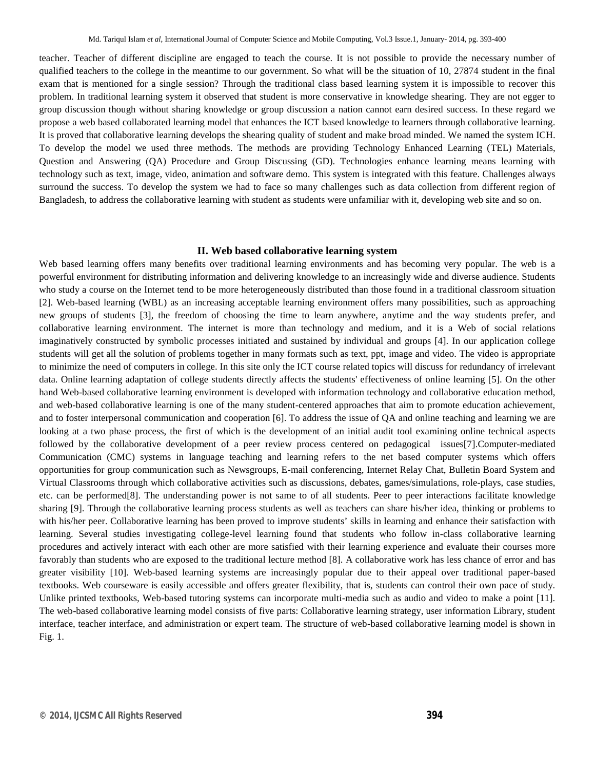teacher. Teacher of different discipline are engaged to teach the course. It is not possible to provide the necessary number of qualified teachers to the college in the meantime to our government. So what will be the situation of 10, 27874 student in the final exam that is mentioned for a single session? Through the traditional class based learning system it is impossible to recover this problem. In traditional learning system it observed that student is more conservative in knowledge shearing. They are not egger to group discussion though without sharing knowledge or group discussion a nation cannot earn desired success. In these regard we propose a web based collaborated learning model that enhances the ICT based knowledge to learners through collaborative learning. It is proved that collaborative learning develops the shearing quality of student and make broad minded. We named the system ICH. To develop the model we used three methods. The methods are providing Technology Enhanced Learning (TEL) Materials, Question and Answering (QA) Procedure and Group Discussing (GD). Technologies enhance learning means learning with technology such as text, image, video, animation and software demo. This system is integrated with this feature. Challenges always surround the success. To develop the system we had to face so many challenges such as data collection from different region of Bangladesh, to address the collaborative learning with student as students were unfamiliar with it, developing web site and so on.

## II. Web based collaborative learning system

Web based learning offers many benefits over traditional learning environments and has becoming very popular. The web is a powerful environment for distributing information and delivering knowledge to an increasingly wide and diverse audience. Students who study a course on the Internet tend to be more heterogeneously distributed than those found in a traditional classroom situation [2]. Web-based learning (WBL) as an increasing acceptable learning environment offers many possibilities, such as approaching new groups of students [3], the freedom of choosing the time to learn anywhere, anytime and the way students prefer, and collaborative learning environment. The internet is more than technology and medium, and it is a Web of social relations imaginatively constructed by symbolic processes initiated and sustained by individual and groups [4]. In our application college students will get all the solution of problems together in many formats such as text, ppt, image and video. The video is appropriate to minimize the need of computers in college. In this site only the ICT course related topics will discuss for redundancy of irrelevant data. Online learning adaptation of college students directly affects the students' effectiveness of online learning [5]. On the other hand Web-based collaborative learning environment is developed with information technology and collaborative education method, and web-based collaborative learning is one of the many student-centered approaches that aim to promote education achievement, and to foster interpersonal communication and cooperation [6]. To address the issue of QA and online teaching and learning we are looking at a two phase process, the first of which is the development of an initial audit tool examining online technical aspects followed by the collaborative development of a peer review process centered on pedagogical issues[7].Computer-mediated Communication (CMC) systems in language teaching and learning refers to the net based computer systems which offers opportunities for group communication such as Newsgroups, E-mail conferencing, Internet Relay Chat, Bulletin Board System and Virtual Classrooms through which collaborative activities such as discussions, debates, games/simulations, role-plays, case studies, etc. can be performed[8]. The understanding power is not same to of all students. Peer to peer interactions facilitate knowledge sharing [9]. Through the collaborative learning process students as well as teachers can share his/her idea, thinking or problems to with his/her peer. Collaborative learning has been proved to improve students' skills in learning and enhance their satisfaction with learning. Several studies investigating college-level learning found that students who follow in-class collaborative learning procedures and actively interact with each other are more satisfied with their learning experience and evaluate their courses more favorably than students who are exposed to the traditional lecture method [8]. A collaborative work has less chance of error and has greater visibility [10]. Web-based learning systems are increasingly popular due to their appeal over traditional paper-based textbooks. Web courseware is easily accessible and offers greater flexibility, that is, students can control their own pace of study. Unlike printed textbooks, Web-based tutoring systems can incorporate multi-media such as audio and video to make a point [11]. The web-based collaborative learning model consists of five parts: Collaborative learning strategy, user information Library, student interface, teacher interface, and administration or expert team. The structure of web-based collaborative learning model is shown in Fig. 1.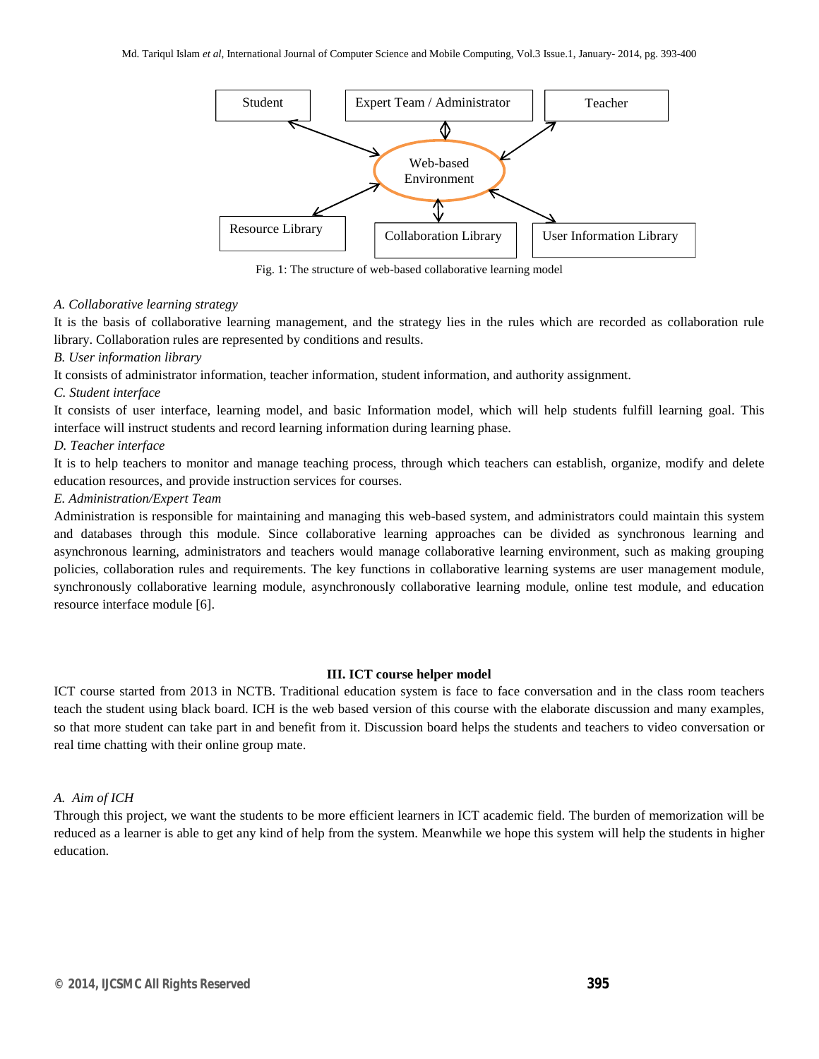Fig. 1: The structure of web-based collaborative learning model

*A. Collaborative learning strategy*

It is the basis of collaborative learning management, and the strategy lies in the rules which are recorded as collaboration rule library. Collaboration rules are represented by conditions and results.

*B. User information library*

It consists of administrator information, teacher information, student information, and authority assignment.

*C. Student interface*

It consists of user interface, learning model, and basic Information model, which will help students fulfill learning goal. This interface will instruct students and record learning information during learning phase.

*D. Teacher interface*

It is to help teachers to monitor and manage teaching process, through which teachers can establish, organize, modify and delete education resources, and provide instruction services for courses.

*E. Administration/Expert Team*

Administration is responsible for maintaining and managing this web-based system, and administrators could maintain this system and databases through this module. Since collaborative learning approaches can be divided as synchronous learning and asynchronous learning, administrators and teachers would manage collaborative learning environment, such as making grouping policies, collaboration rules and requirements. The key functions in collaborative learning systems are user management module, synchronously collaborative learning module, asynchronously collaborative learning module, online test module, and education resource interface module [6].

## III. ICT course helper model

ICT course started from 2013 in NCTB. Traditional education system is face to face conversation and in the class room teachers teach the student using black board. ICH is the web based version of this course with the elaborate discussion and many examples, so that more student can take part in and benefit from it. Discussion board helps the students and teachers to video conversation or real time chatting with their online group mate.

*A. Aim of ICH*

Through this project, we want the students to be more efficient learners in ICT academic field. The burden of memorization will be reduced as a learner is able to get any kind of help from the system. Meanwhile we hope this system will help the students in higher education.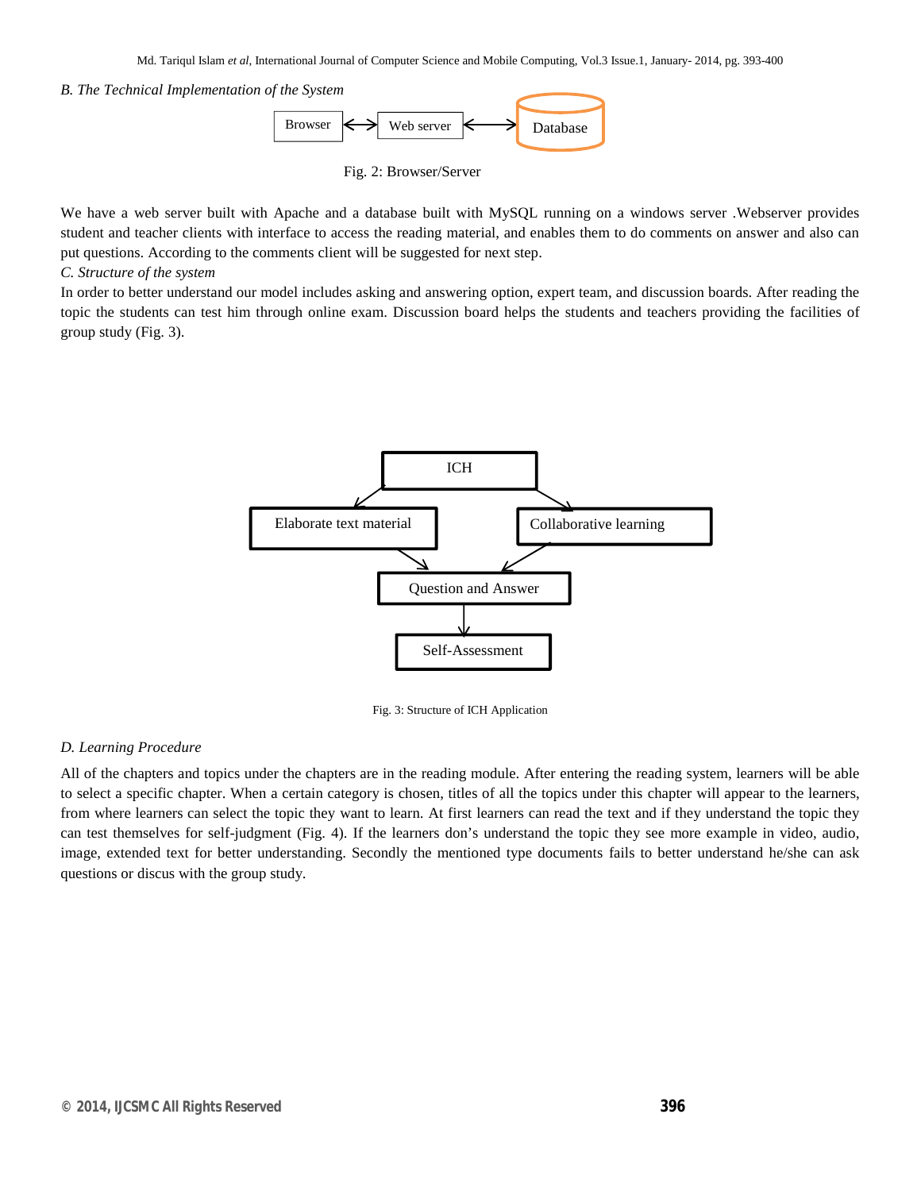*B. The Technical Implementation of the System*

Browser ⟷ Web server ⟷ Database

Fig. 2: Browser/Server

We have a web server built with Apache and a database built with MySQL running on a windows server .Webserver provides student and teacher clients with interface to access the reading material, and enables them to do comments on answer and also can put questions. According to the comments client will be suggested for next step.

*C. Structure of the system*

In order to better understand our model includes asking and answering option, expert team, and discussion boards. After reading the topic the students can test him through online exam. Discussion board helps the students and teachers providing the facilities of group study (Fig. 3).

ICH → Elaborate text material, Collaborative learning → Question and Answer → Self-Assessment

Fig. 3: Structure of ICH Application

*D. Learning Procedure*

All of the chapters and topics under the chapters are in the reading module. After entering the reading system, learners will be able to select a specific chapter. When a certain category is chosen, titles of all the topics under this chapter will appear to the learners, from where learners can select the topic they want to learn. At first learners can read the text and if they understand the topic they can test themselves for self-judgment (Fig. 4). If the learners don't understand the topic they see more example in video, audio, image, extended text for better understanding. Secondly the mentioned type documents fails to better understand he/she can ask questions or discus with the group study.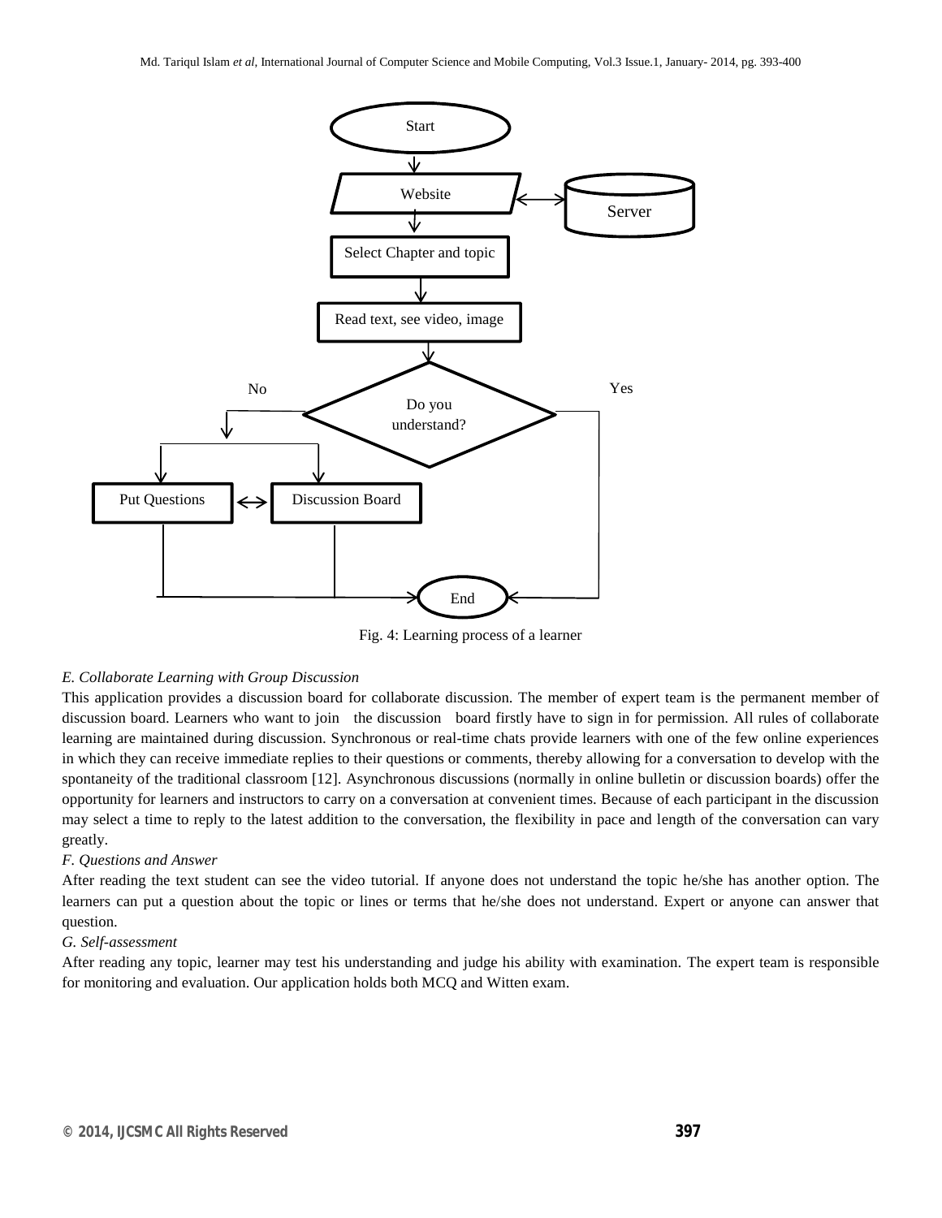Fig. 4: Learning process of a learner

*E. Collaborate Learning with Group Discussion*

This application provides a discussion board for collaborate discussion. The member of expert team is the permanent member of discussion board. Learners who want to join the discussion board firstly have to sign in for permission. All rules of collaborate learning are maintained during discussion. Synchronous or real-time chats provide learners with one of the few online experiences in which they can receive immediate replies to their questions or comments, thereby allowing for a conversation to develop with the spontaneity of the traditional classroom [12]. Asynchronous discussions (normally in online bulletin or discussion boards) offer the opportunity for learners and instructors to carry on a conversation at convenient times. Because of each participant in the discussion may select a time to reply to the latest addition to the conversation, the flexibility in pace and length of the conversation can vary greatly.

*F. Questions and Answer*

After reading the text student can see the video tutorial. If anyone does not understand the topic he/she has another option. The learners can put a question about the topic or lines or terms that he/she does not understand. Expert or anyone can answer that question.

*G. Self-assessment*

After reading any topic, learner may test his understanding and judge his ability with examination. The expert team is responsible for monitoring and evaluation. Our application holds both MCQ and Witten exam.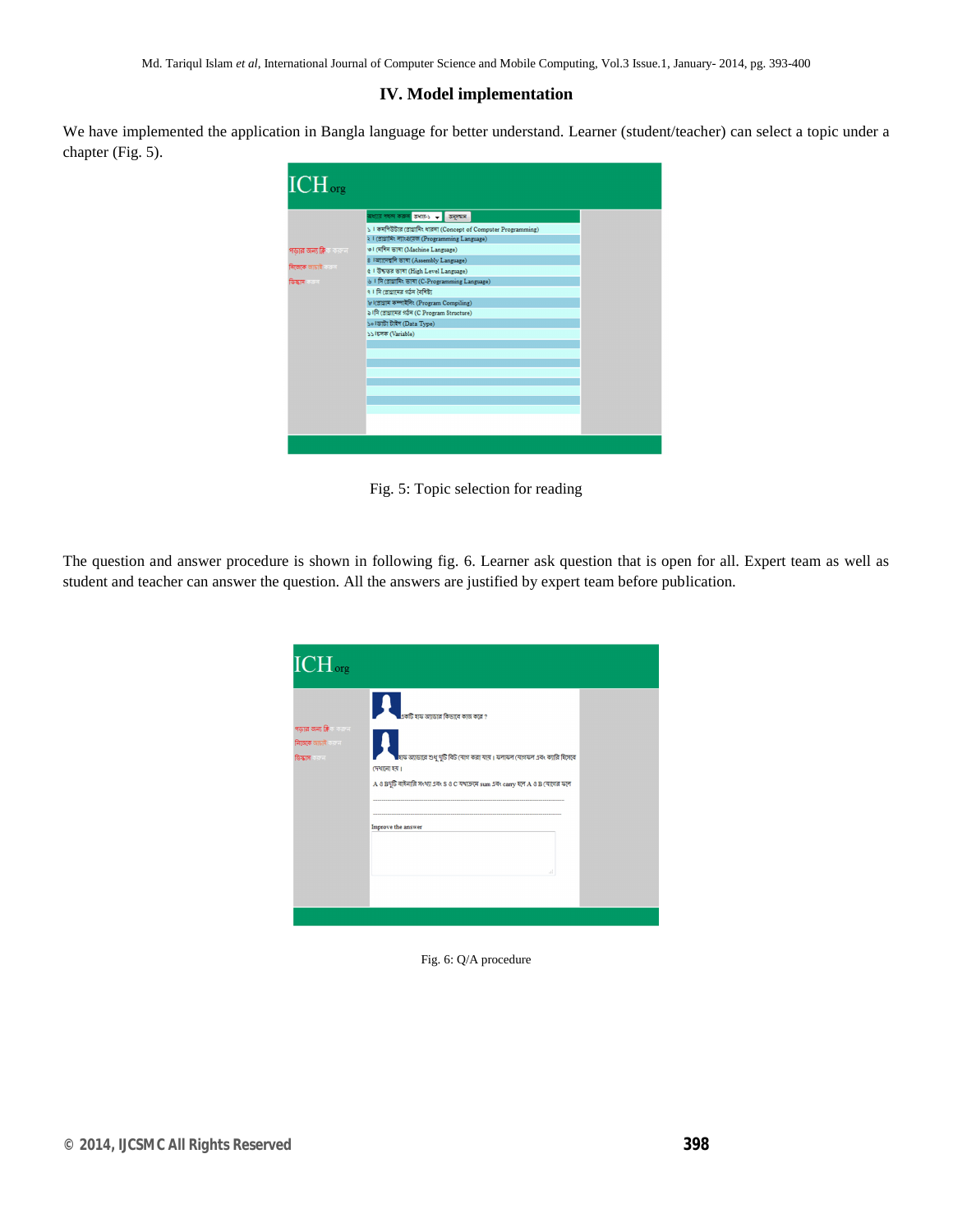## IV. Model implementation

We have implemented the application in Bangla language for better understand. Learner (student/teacher) can select a topic under a chapter (Fig. 5).

Fig. 5: Topic selection for reading

The question and answer procedure is shown in following fig. 6. Learner ask question that is open for all. Expert team as well as student and teacher can answer the question. All the answers are justified by expert team before publication.

Fig. 6: Q/A procedure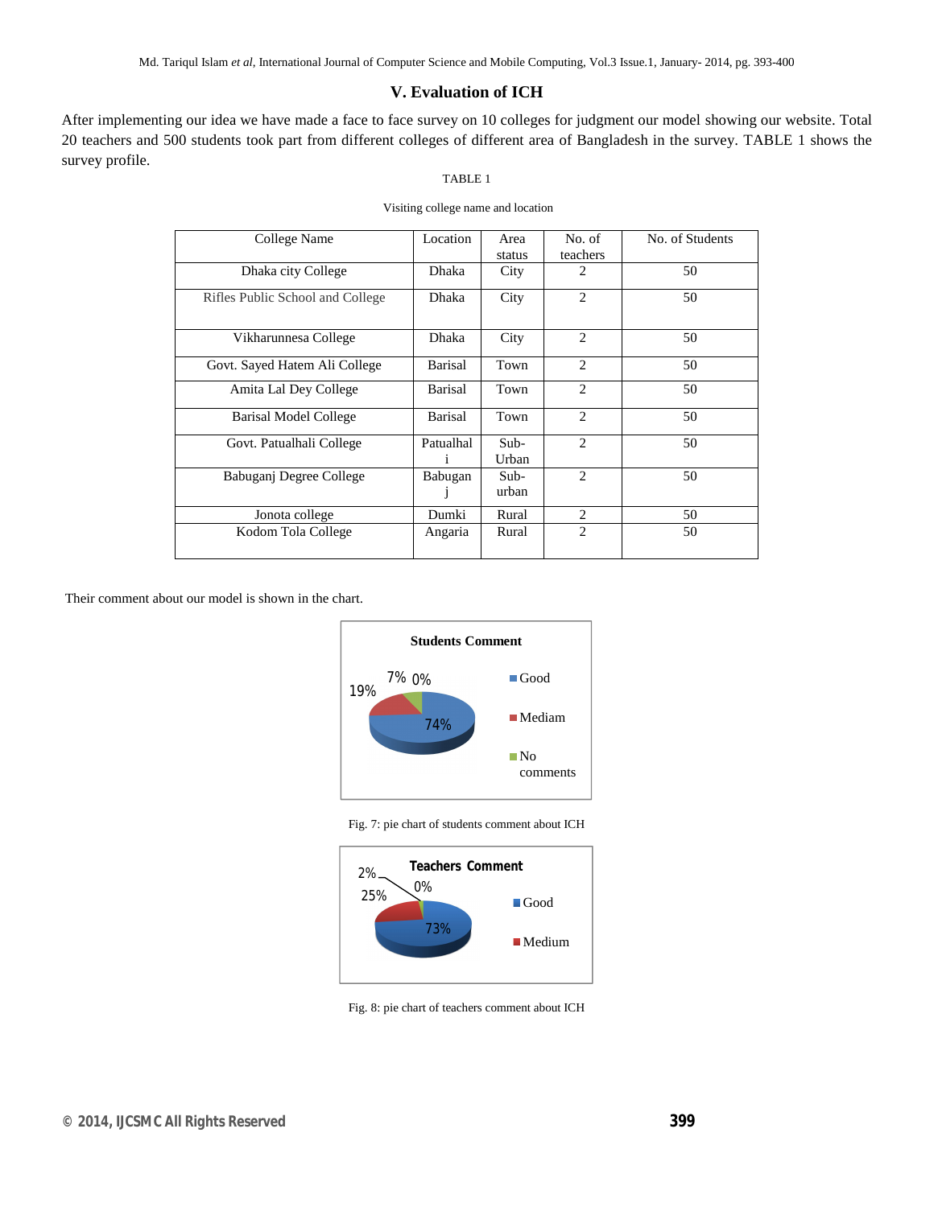## V. Evaluation of ICH

After implementing our idea we have made a face to face survey on 10 colleges for judgment our model showing our website. Total 20 teachers and 500 students took part from different colleges of different area of Bangladesh in the survey. TABLE 1 shows the survey profile.

TABLE 1

Visiting college name and location

| College Name | Location | Area status | No. of teachers | No. of Students |
|---|---|---|---|---|
| Dhaka city College | Dhaka | City | 2 | 50 |
| Rifles Public School and College | Dhaka | City | 2 | 50 |
| Vikharunnesa College | Dhaka | City | 2 | 50 |
| Govt. Sayed Hatem Ali College | Barisal | Town | 2 | 50 |
| Amita Lal Dey College | Barisal | Town | 2 | 50 |
| Barisal Model College | Barisal | Town | 2 | 50 |
| Govt. Patualhali College | Patualhali | Sub-Urban | 2 | 50 |
| Babuganj Degree College | Babuganj | Sub-urban | 2 | 50 |
| Jonota college | Dumki | Rural | 2 | 50 |
| Kodom Tola College | Angaria | Rural | 2 | 50 |

Their comment about our model is shown in the chart.

Fig. 7: pie chart of students comment about ICH

Fig. 8: pie chart of teachers comment about ICH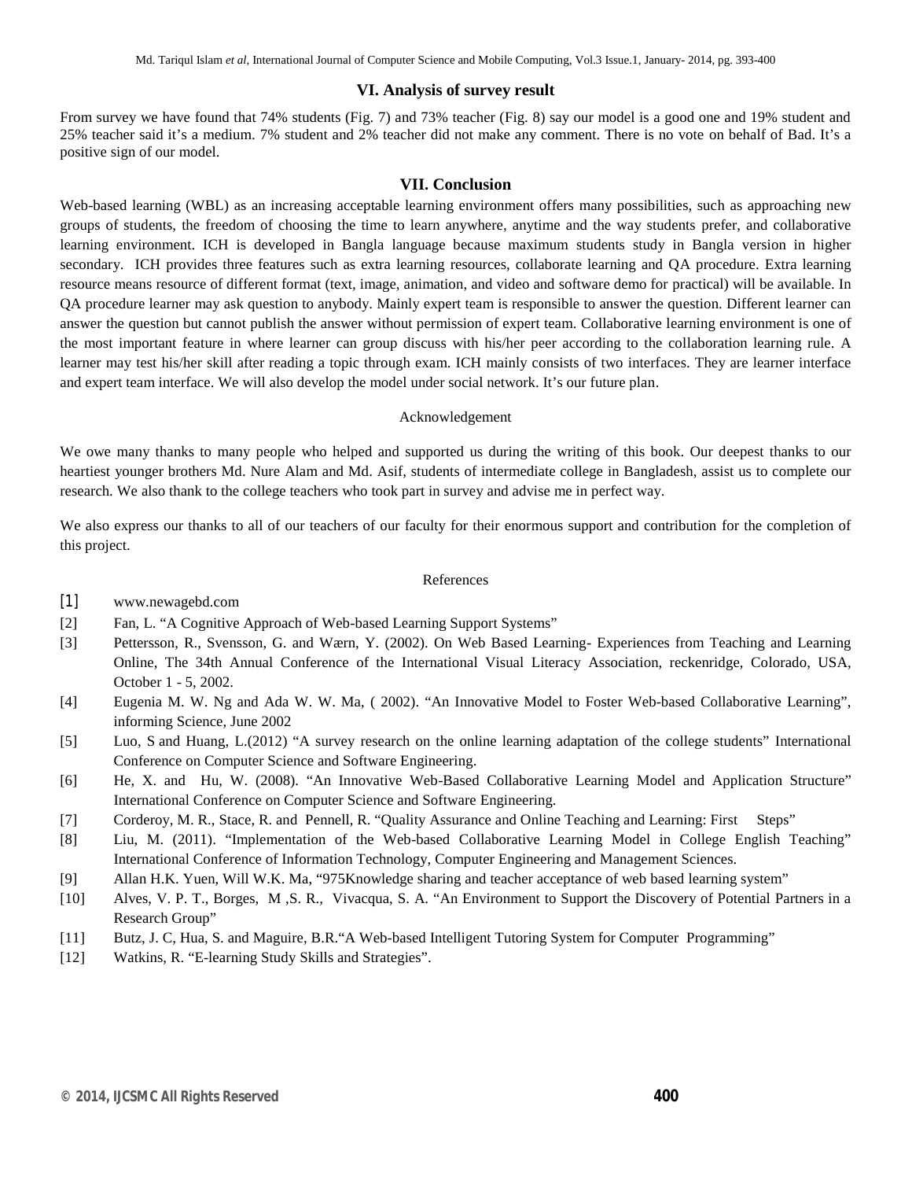## VI. Analysis of survey result

From survey we have found that 74% students (Fig. 7) and 73% teacher (Fig. 8) say our model is a good one and 19% student and 25% teacher said it's a medium. 7% student and 2% teacher did not make any comment. There is no vote on behalf of Bad. It's a positive sign of our model.

## VII. Conclusion

Web-based learning (WBL) as an increasing acceptable learning environment offers many possibilities, such as approaching new groups of students, the freedom of choosing the time to learn anywhere, anytime and the way students prefer, and collaborative learning environment. ICH is developed in Bangla language because maximum students study in Bangla version in higher secondary. ICH provides three features such as extra learning resources, collaborate learning and QA procedure. Extra learning resource means resource of different format (text, image, animation, and video and software demo for practical) will be available. In QA procedure learner may ask question to anybody. Mainly expert team is responsible to answer the question. Different learner can answer the question but cannot publish the answer without permission of expert team. Collaborative learning environment is one of the most important feature in where learner can group discuss with his/her peer according to the collaboration learning rule. A learner may test his/her skill after reading a topic through exam. ICH mainly consists of two interfaces. They are learner interface and expert team interface. We will also develop the model under social network. It's our future plan.

### Acknowledgement

We owe many thanks to many people who helped and supported us during the writing of this book. Our deepest thanks to our heartiest younger brothers Md. Nure Alam and Md. Asif, students of intermediate college in Bangladesh, assist us to complete our research. We also thank to the college teachers who took part in survey and advise me in perfect way.

We also express our thanks to all of our teachers of our faculty for their enormous support and contribution for the completion of this project.

### References

[1] www.newagebd.com

[2] Fan, L. "A Cognitive Approach of Web-based Learning Support Systems"

[3] Pettersson, R., Svensson, G. and Wærn, Y. (2002). On Web Based Learning- Experiences from Teaching and Learning Online, The 34th Annual Conference of the International Visual Literacy Association, reckenridge, Colorado, USA, October 1 - 5, 2002.

[4] Eugenia M. W. Ng and Ada W. W. Ma, ( 2002). "An Innovative Model to Foster Web-based Collaborative Learning", informing Science, June 2002

[5] Luo, S and Huang, L.(2012) "A survey research on the online learning adaptation of the college students" International Conference on Computer Science and Software Engineering.

[6] He, X. and Hu, W. (2008). "An Innovative Web-Based Collaborative Learning Model and Application Structure" International Conference on Computer Science and Software Engineering.

[7] Corderoy, M. R., Stace, R. and Pennell, R. "Quality Assurance and Online Teaching and Learning: First Steps"

[8] Liu, M. (2011). "Implementation of the Web-based Collaborative Learning Model in College English Teaching" International Conference of Information Technology, Computer Engineering and Management Sciences.

[9] Allan H.K. Yuen, Will W.K. Ma, "975Knowledge sharing and teacher acceptance of web based learning system"

[10] Alves, V. P. T., Borges, M ,S. R., Vivacqua, S. A. "An Environment to Support the Discovery of Potential Partners in a Research Group"

[11] Butz, J. C, Hua, S. and Maguire, B.R."A Web-based Intelligent Tutoring System for Computer Programming"

[12] Watkins, R. "E-learning Study Skills and Strategies".